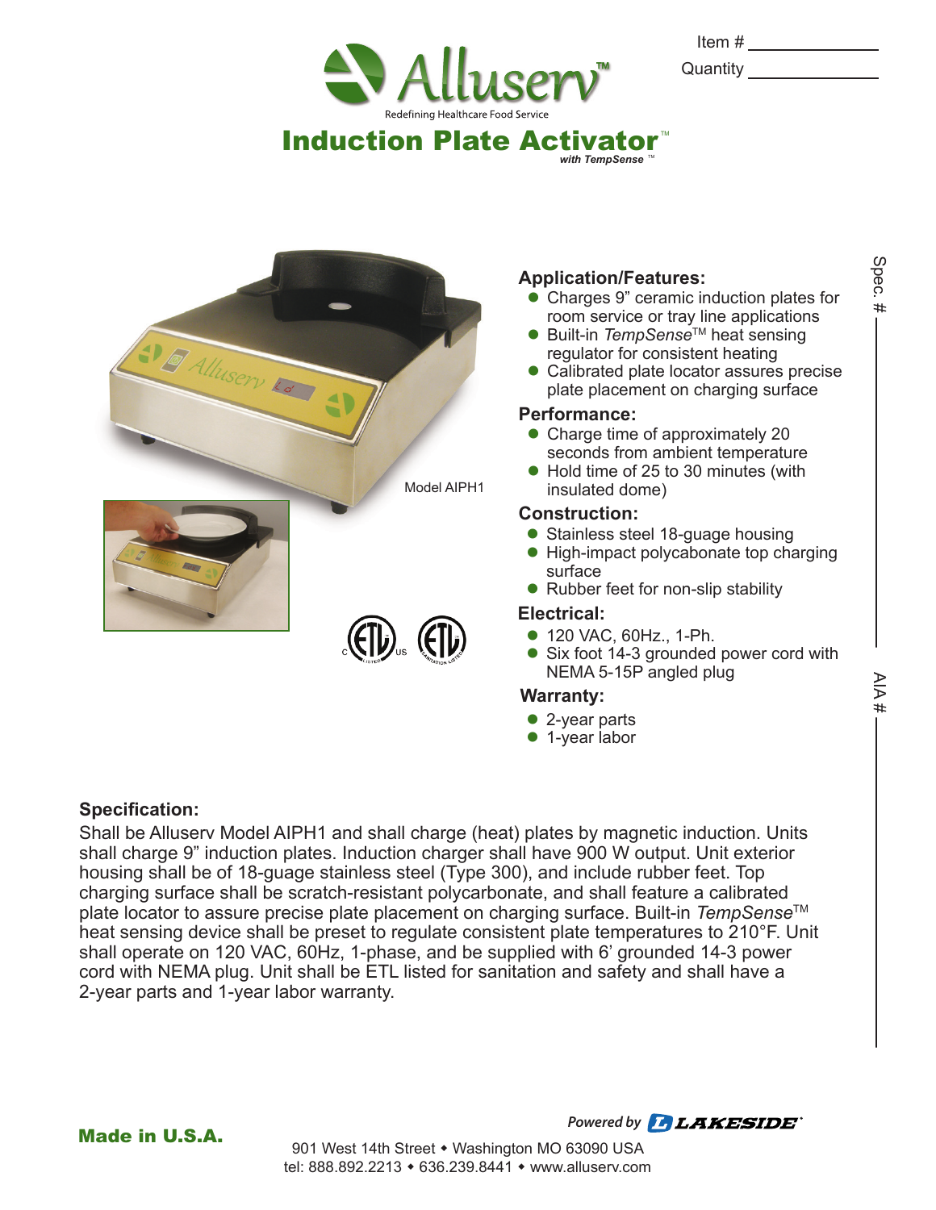Item # ______________

Quantity ______________

# Alluserv™

Redefining Healthcare Food Service

## Induction Plate Activator™

*with TempSense™*

Model AIPH1

Spec. # ______________

AIA # ______________

### Application/Features:

- Charges 9" ceramic induction plates for room service or tray line applications
- Built-in *TempSense*™ heat sensing regulator for consistent heating
- Calibrated plate locator assures precise plate placement on charging surface

### Performance:

- Charge time of approximately 20 seconds from ambient temperature
- Hold time of 25 to 30 minutes (with insulated dome)

### Construction:

- Stainless steel 18-guage housing
- High-impact polycabonate top charging surface
- Rubber feet for non-slip stability

### Electrical:

- 120 VAC, 60Hz., 1-Ph.
- Six foot 14-3 grounded power cord with NEMA 5-15P angled plug

### Warranty:

- 2-year parts
- 1-year labor

### Specification:

Shall be Alluserv Model AIPH1 and shall charge (heat) plates by magnetic induction. Units shall charge 9" induction plates. Induction charger shall have 900 W output. Unit exterior housing shall be of 18-guage stainless steel (Type 300), and include rubber feet. Top charging surface shall be scratch-resistant polycarbonate, and shall feature a calibrated plate locator to assure precise plate placement on charging surface. Built-in *TempSense*™ heat sensing device shall be preset to regulate consistent plate temperatures to 210°F. Unit shall operate on 120 VAC, 60Hz, 1-phase, and be supplied with 6' grounded 14-3 power cord with NEMA plug. Unit shall be ETL listed for sanitation and safety and shall have a 2-year parts and 1-year labor warranty.

**Made in U.S.A.**

*Powered by* LAKESIDE

901 West 14th Street ◆ Washington MO 63090 USA
tel: 888.892.2213 ◆ 636.239.8441 ◆ www.alluserv.com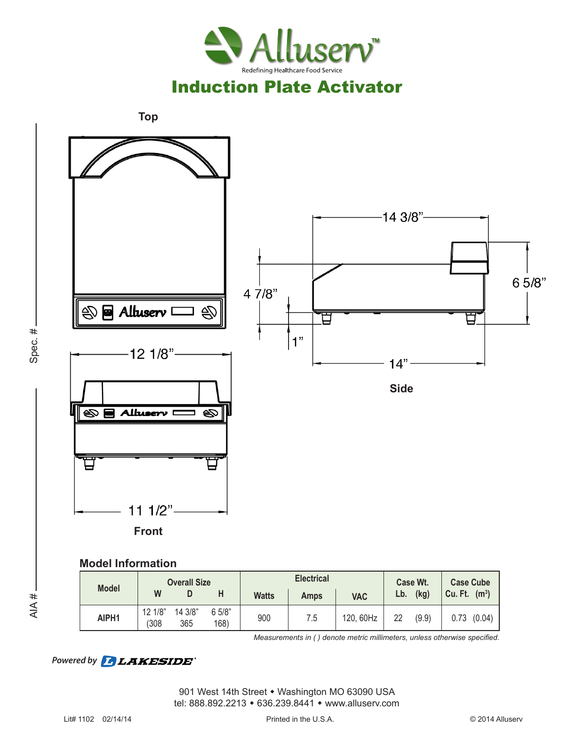# Alluserv™

Redefining Healthcare Food Service

## Induction Plate Activator

Top

Spec. #

12 1/8"

11 1/2"

Front

14 3/8"

6 5/8"

4 7/8"

1"

14"

Side

AIA #

### Model Information

| Model | Overall Size | | | Electrical | | | Case Wt. | Case Cube |
|---|---|---|---|---|---|---|---|---|
| | W | D | H | Watts | Amps | VAC | Lb. (kg) | Cu. Ft. ($m^3$) |
| AIPH1 | 12 1/8" (308 | 14 3/8" 365 | 6 5/8" 168) | 900 | 7.5 | 120, 60Hz | 22 (9.9) | 0.73 (0.04) |

*Measurements in ( ) denote metric millimeters, unless otherwise specified.*

*Powered by* LAKESIDE

901 West 14th Street • Washington MO 63090 USA
tel: 888.892.2213 • 636.239.8441 • www.alluserv.com

Lit# 1102 02/14/14 Printed in the U.S.A. © 2014 Alluserv